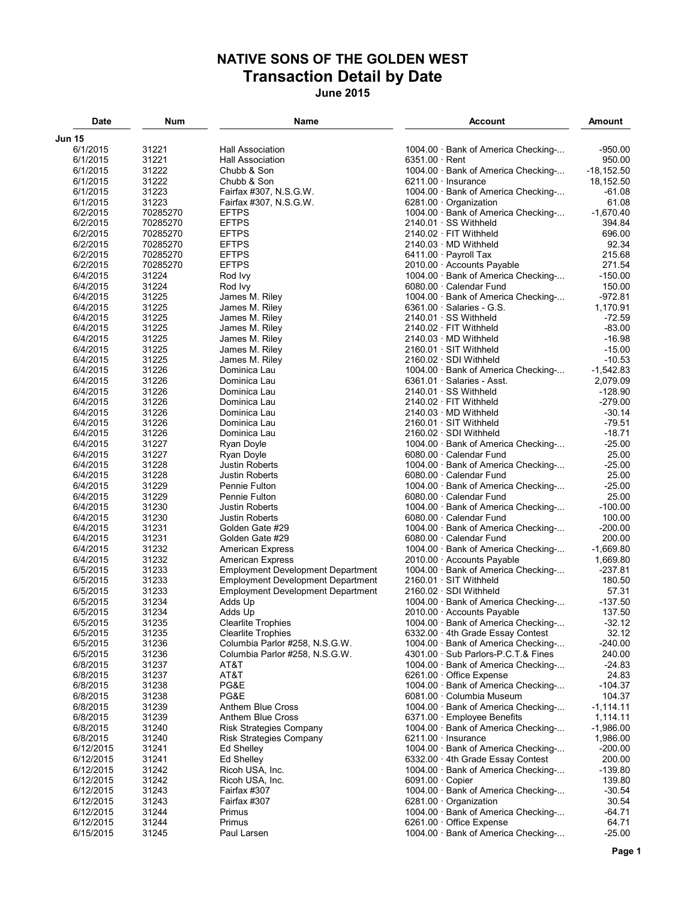# NATIVE SONS OF THE GOLDEN WEST

## Transaction Detail by Date

### June 2015

| Date | Num | Name | Account | Amount |
|---|---|---|---|---|
| **Jun 15** | | | | |
| 6/1/2015 | 31221 | Hall Association | 1004.00 · Bank of America Checking-... | -950.00 |
| 6/1/2015 | 31221 | Hall Association | 6351.00 · Rent | 950.00 |
| 6/1/2015 | 31222 | Chubb & Son | 1004.00 · Bank of America Checking-... | -18,152.50 |
| 6/1/2015 | 31222 | Chubb & Son | 6211.00 · Insurance | 18,152.50 |
| 6/1/2015 | 31223 | Fairfax #307, N.S.G.W. | 1004.00 · Bank of America Checking-... | -61.08 |
| 6/1/2015 | 31223 | Fairfax #307, N.S.G.W. | 6281.00 · Organization | 61.08 |
| 6/2/2015 | 70285270 | EFTPS | 1004.00 · Bank of America Checking-... | -1,670.40 |
| 6/2/2015 | 70285270 | EFTPS | 2140.01 · SS Withheld | 394.84 |
| 6/2/2015 | 70285270 | EFTPS | 2140.02 · FIT Withheld | 696.00 |
| 6/2/2015 | 70285270 | EFTPS | 2140.03 · MD Withheld | 92.34 |
| 6/2/2015 | 70285270 | EFTPS | 6411.00 · Payroll Tax | 215.68 |
| 6/2/2015 | 70285270 | EFTPS | 2010.00 · Accounts Payable | 271.54 |
| 6/4/2015 | 31224 | Rod Ivy | 1004.00 · Bank of America Checking-... | -150.00 |
| 6/4/2015 | 31224 | Rod Ivy | 6080.00 · Calendar Fund | 150.00 |
| 6/4/2015 | 31225 | James M. Riley | 1004.00 · Bank of America Checking-... | -972.81 |
| 6/4/2015 | 31225 | James M. Riley | 6361.00 · Salaries - G.S. | 1,170.91 |
| 6/4/2015 | 31225 | James M. Riley | 2140.01 · SS Withheld | -72.59 |
| 6/4/2015 | 31225 | James M. Riley | 2140.02 · FIT Withheld | -83.00 |
| 6/4/2015 | 31225 | James M. Riley | 2140.03 · MD Withheld | -16.98 |
| 6/4/2015 | 31225 | James M. Riley | 2160.01 · SIT Withheld | -15.00 |
| 6/4/2015 | 31225 | James M. Riley | 2160.02 · SDI Withheld | -10.53 |
| 6/4/2015 | 31226 | Dominica Lau | 1004.00 · Bank of America Checking-... | -1,542.83 |
| 6/4/2015 | 31226 | Dominica Lau | 6361.01 · Salaries - Asst. | 2,079.09 |
| 6/4/2015 | 31226 | Dominica Lau | 2140.01 · SS Withheld | -128.90 |
| 6/4/2015 | 31226 | Dominica Lau | 2140.02 · FIT Withheld | -279.00 |
| 6/4/2015 | 31226 | Dominica Lau | 2140.03 · MD Withheld | -30.14 |
| 6/4/2015 | 31226 | Dominica Lau | 2160.01 · SIT Withheld | -79.51 |
| 6/4/2015 | 31226 | Dominica Lau | 2160.02 · SDI Withheld | -18.71 |
| 6/4/2015 | 31227 | Ryan Doyle | 1004.00 · Bank of America Checking-... | -25.00 |
| 6/4/2015 | 31227 | Ryan Doyle | 6080.00 · Calendar Fund | 25.00 |
| 6/4/2015 | 31228 | Justin Roberts | 1004.00 · Bank of America Checking-... | -25.00 |
| 6/4/2015 | 31228 | Justin Roberts | 6080.00 · Calendar Fund | 25.00 |
| 6/4/2015 | 31229 | Pennie Fulton | 1004.00 · Bank of America Checking-... | -25.00 |
| 6/4/2015 | 31229 | Pennie Fulton | 6080.00 · Calendar Fund | 25.00 |
| 6/4/2015 | 31230 | Justin Roberts | 1004.00 · Bank of America Checking-... | -100.00 |
| 6/4/2015 | 31230 | Justin Roberts | 6080.00 · Calendar Fund | 100.00 |
| 6/4/2015 | 31231 | Golden Gate #29 | 1004.00 · Bank of America Checking-... | -200.00 |
| 6/4/2015 | 31231 | Golden Gate #29 | 6080.00 · Calendar Fund | 200.00 |
| 6/4/2015 | 31232 | American Express | 1004.00 · Bank of America Checking-... | -1,669.80 |
| 6/4/2015 | 31232 | American Express | 2010.00 · Accounts Payable | 1,669.80 |
| 6/5/2015 | 31233 | Employment Development Department | 1004.00 · Bank of America Checking-... | -237.81 |
| 6/5/2015 | 31233 | Employment Development Department | 2160.01 · SIT Withheld | 180.50 |
| 6/5/2015 | 31233 | Employment Development Department | 2160.02 · SDI Withheld | 57.31 |
| 6/5/2015 | 31234 | Adds Up | 1004.00 · Bank of America Checking-... | -137.50 |
| 6/5/2015 | 31234 | Adds Up | 2010.00 · Accounts Payable | 137.50 |
| 6/5/2015 | 31235 | Clearlite Trophies | 1004.00 · Bank of America Checking-... | -32.12 |
| 6/5/2015 | 31235 | Clearlite Trophies | 6332.00 · 4th Grade Essay Contest | 32.12 |
| 6/5/2015 | 31236 | Columbia Parlor #258, N.S.G.W. | 1004.00 · Bank of America Checking-... | -240.00 |
| 6/5/2015 | 31236 | Columbia Parlor #258, N.S.G.W. | 4301.00 · Sub Parlors-P.C.T.& Fines | 240.00 |
| 6/8/2015 | 31237 | AT&T | 1004.00 · Bank of America Checking-... | -24.83 |
| 6/8/2015 | 31237 | AT&T | 6261.00 · Office Expense | 24.83 |
| 6/8/2015 | 31238 | PG&E | 1004.00 · Bank of America Checking-... | -104.37 |
| 6/8/2015 | 31238 | PG&E | 6081.00 · Columbia Museum | 104.37 |
| 6/8/2015 | 31239 | Anthem Blue Cross | 1004.00 · Bank of America Checking-... | -1,114.11 |
| 6/8/2015 | 31239 | Anthem Blue Cross | 6371.00 · Employee Benefits | 1,114.11 |
| 6/8/2015 | 31240 | Risk Strategies Company | 1004.00 · Bank of America Checking-... | -1,986.00 |
| 6/8/2015 | 31240 | Risk Strategies Company | 6211.00 · Insurance | 1,986.00 |
| 6/12/2015 | 31241 | Ed Shelley | 1004.00 · Bank of America Checking-... | -200.00 |
| 6/12/2015 | 31241 | Ed Shelley | 6332.00 · 4th Grade Essay Contest | 200.00 |
| 6/12/2015 | 31242 | Ricoh USA, Inc. | 1004.00 · Bank of America Checking-... | -139.80 |
| 6/12/2015 | 31242 | Ricoh USA, Inc. | 6091.00 · Copier | 139.80 |
| 6/12/2015 | 31243 | Fairfax #307 | 1004.00 · Bank of America Checking-... | -30.54 |
| 6/12/2015 | 31243 | Fairfax #307 | 6281.00 · Organization | 30.54 |
| 6/12/2015 | 31244 | Primus | 1004.00 · Bank of America Checking-... | -64.71 |
| 6/12/2015 | 31244 | Primus | 6261.00 · Office Expense | 64.71 |
| 6/15/2015 | 31245 | Paul Larsen | 1004.00 · Bank of America Checking-... | -25.00 |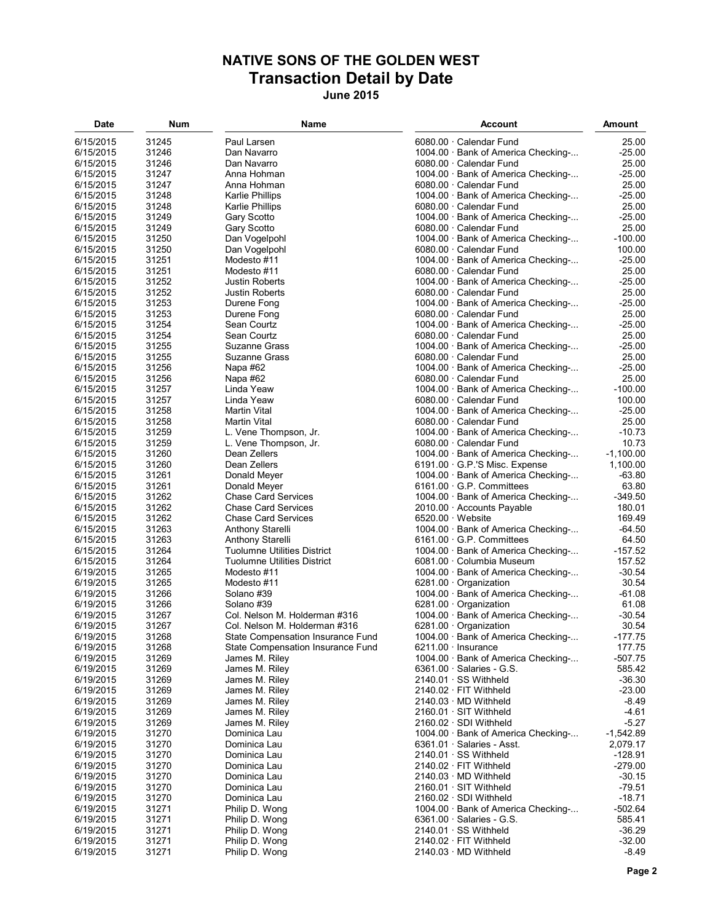# NATIVE SONS OF THE GOLDEN WEST
## Transaction Detail by Date
### June 2015

| Date | Num | Name | Account | Amount |
|---|---|---|---|---|
| 6/15/2015 | 31245 | Paul Larsen | 6080.00 · Calendar Fund | 25.00 |
| 6/15/2015 | 31246 | Dan Navarro | 1004.00 · Bank of America Checking-... | -25.00 |
| 6/15/2015 | 31246 | Dan Navarro | 6080.00 · Calendar Fund | 25.00 |
| 6/15/2015 | 31247 | Anna Hohman | 1004.00 · Bank of America Checking-... | -25.00 |
| 6/15/2015 | 31247 | Anna Hohman | 6080.00 · Calendar Fund | 25.00 |
| 6/15/2015 | 31248 | Karlie Phillips | 1004.00 · Bank of America Checking-... | -25.00 |
| 6/15/2015 | 31248 | Karlie Phillips | 6080.00 · Calendar Fund | 25.00 |
| 6/15/2015 | 31249 | Gary Scotto | 1004.00 · Bank of America Checking-... | -25.00 |
| 6/15/2015 | 31249 | Gary Scotto | 6080.00 · Calendar Fund | 25.00 |
| 6/15/2015 | 31250 | Dan Vogelpohl | 1004.00 · Bank of America Checking-... | -100.00 |
| 6/15/2015 | 31250 | Dan Vogelpohl | 6080.00 · Calendar Fund | 100.00 |
| 6/15/2015 | 31251 | Modesto #11 | 1004.00 · Bank of America Checking-... | -25.00 |
| 6/15/2015 | 31251 | Modesto #11 | 6080.00 · Calendar Fund | 25.00 |
| 6/15/2015 | 31252 | Justin Roberts | 1004.00 · Bank of America Checking-... | -25.00 |
| 6/15/2015 | 31252 | Justin Roberts | 6080.00 · Calendar Fund | 25.00 |
| 6/15/2015 | 31253 | Durene Fong | 1004.00 · Bank of America Checking-... | -25.00 |
| 6/15/2015 | 31253 | Durene Fong | 6080.00 · Calendar Fund | 25.00 |
| 6/15/2015 | 31254 | Sean Courtz | 1004.00 · Bank of America Checking-... | -25.00 |
| 6/15/2015 | 31254 | Sean Courtz | 6080.00 · Calendar Fund | 25.00 |
| 6/15/2015 | 31255 | Suzanne Grass | 1004.00 · Bank of America Checking-... | -25.00 |
| 6/15/2015 | 31255 | Suzanne Grass | 6080.00 · Calendar Fund | 25.00 |
| 6/15/2015 | 31256 | Napa #62 | 1004.00 · Bank of America Checking-... | -25.00 |
| 6/15/2015 | 31256 | Napa #62 | 6080.00 · Calendar Fund | 25.00 |
| 6/15/2015 | 31257 | Linda Yeaw | 1004.00 · Bank of America Checking-... | -100.00 |
| 6/15/2015 | 31257 | Linda Yeaw | 6080.00 · Calendar Fund | 100.00 |
| 6/15/2015 | 31258 | Martin Vital | 1004.00 · Bank of America Checking-... | -25.00 |
| 6/15/2015 | 31258 | Martin Vital | 6080.00 · Calendar Fund | 25.00 |
| 6/15/2015 | 31259 | L. Vene Thompson, Jr. | 1004.00 · Bank of America Checking-... | -10.73 |
| 6/15/2015 | 31259 | L. Vene Thompson, Jr. | 6080.00 · Calendar Fund | 10.73 |
| 6/15/2015 | 31260 | Dean Zellers | 1004.00 · Bank of America Checking-... | -1,100.00 |
| 6/15/2015 | 31260 | Dean Zellers | 6191.00 · G.P.'S Misc. Expense | 1,100.00 |
| 6/15/2015 | 31261 | Donald Meyer | 1004.00 · Bank of America Checking-... | -63.80 |
| 6/15/2015 | 31261 | Donald Meyer | 6161.00 · G.P. Committees | 63.80 |
| 6/15/2015 | 31262 | Chase Card Services | 1004.00 · Bank of America Checking-... | -349.50 |
| 6/15/2015 | 31262 | Chase Card Services | 2010.00 · Accounts Payable | 180.01 |
| 6/15/2015 | 31262 | Chase Card Services | 6520.00 · Website | 169.49 |
| 6/15/2015 | 31263 | Anthony Starelli | 1004.00 · Bank of America Checking-... | -64.50 |
| 6/15/2015 | 31263 | Anthony Starelli | 6161.00 · G.P. Committees | 64.50 |
| 6/15/2015 | 31264 | Tuolumne Utilities District | 1004.00 · Bank of America Checking-... | -157.52 |
| 6/15/2015 | 31264 | Tuolumne Utilities District | 6081.00 · Columbia Museum | 157.52 |
| 6/19/2015 | 31265 | Modesto #11 | 1004.00 · Bank of America Checking-... | -30.54 |
| 6/19/2015 | 31265 | Modesto #11 | 6281.00 · Organization | 30.54 |
| 6/19/2015 | 31266 | Solano #39 | 1004.00 · Bank of America Checking-... | -61.08 |
| 6/19/2015 | 31266 | Solano #39 | 6281.00 · Organization | 61.08 |
| 6/19/2015 | 31267 | Col. Nelson M. Holderman #316 | 1004.00 · Bank of America Checking-... | -30.54 |
| 6/19/2015 | 31267 | Col. Nelson M. Holderman #316 | 6281.00 · Organization | 30.54 |
| 6/19/2015 | 31268 | State Compensation Insurance Fund | 1004.00 · Bank of America Checking-... | -177.75 |
| 6/19/2015 | 31268 | State Compensation Insurance Fund | 6211.00 · Insurance | 177.75 |
| 6/19/2015 | 31269 | James M. Riley | 1004.00 · Bank of America Checking-... | -507.75 |
| 6/19/2015 | 31269 | James M. Riley | 6361.00 · Salaries - G.S. | 585.42 |
| 6/19/2015 | 31269 | James M. Riley | 2140.01 · SS Withheld | -36.30 |
| 6/19/2015 | 31269 | James M. Riley | 2140.02 · FIT Withheld | -23.00 |
| 6/19/2015 | 31269 | James M. Riley | 2140.03 · MD Withheld | -8.49 |
| 6/19/2015 | 31269 | James M. Riley | 2160.01 · SIT Withheld | -4.61 |
| 6/19/2015 | 31269 | James M. Riley | 2160.02 · SDI Withheld | -5.27 |
| 6/19/2015 | 31270 | Dominica Lau | 1004.00 · Bank of America Checking-... | -1,542.89 |
| 6/19/2015 | 31270 | Dominica Lau | 6361.01 · Salaries - Asst. | 2,079.17 |
| 6/19/2015 | 31270 | Dominica Lau | 2140.01 · SS Withheld | -128.91 |
| 6/19/2015 | 31270 | Dominica Lau | 2140.02 · FIT Withheld | -279.00 |
| 6/19/2015 | 31270 | Dominica Lau | 2140.03 · MD Withheld | -30.15 |
| 6/19/2015 | 31270 | Dominica Lau | 2160.01 · SIT Withheld | -79.51 |
| 6/19/2015 | 31270 | Dominica Lau | 2160.02 · SDI Withheld | -18.71 |
| 6/19/2015 | 31271 | Philip D. Wong | 1004.00 · Bank of America Checking-... | -502.64 |
| 6/19/2015 | 31271 | Philip D. Wong | 6361.00 · Salaries - G.S. | 585.41 |
| 6/19/2015 | 31271 | Philip D. Wong | 2140.01 · SS Withheld | -36.29 |
| 6/19/2015 | 31271 | Philip D. Wong | 2140.02 · FIT Withheld | -32.00 |
| 6/19/2015 | 31271 | Philip D. Wong | 2140.03 · MD Withheld | -8.49 |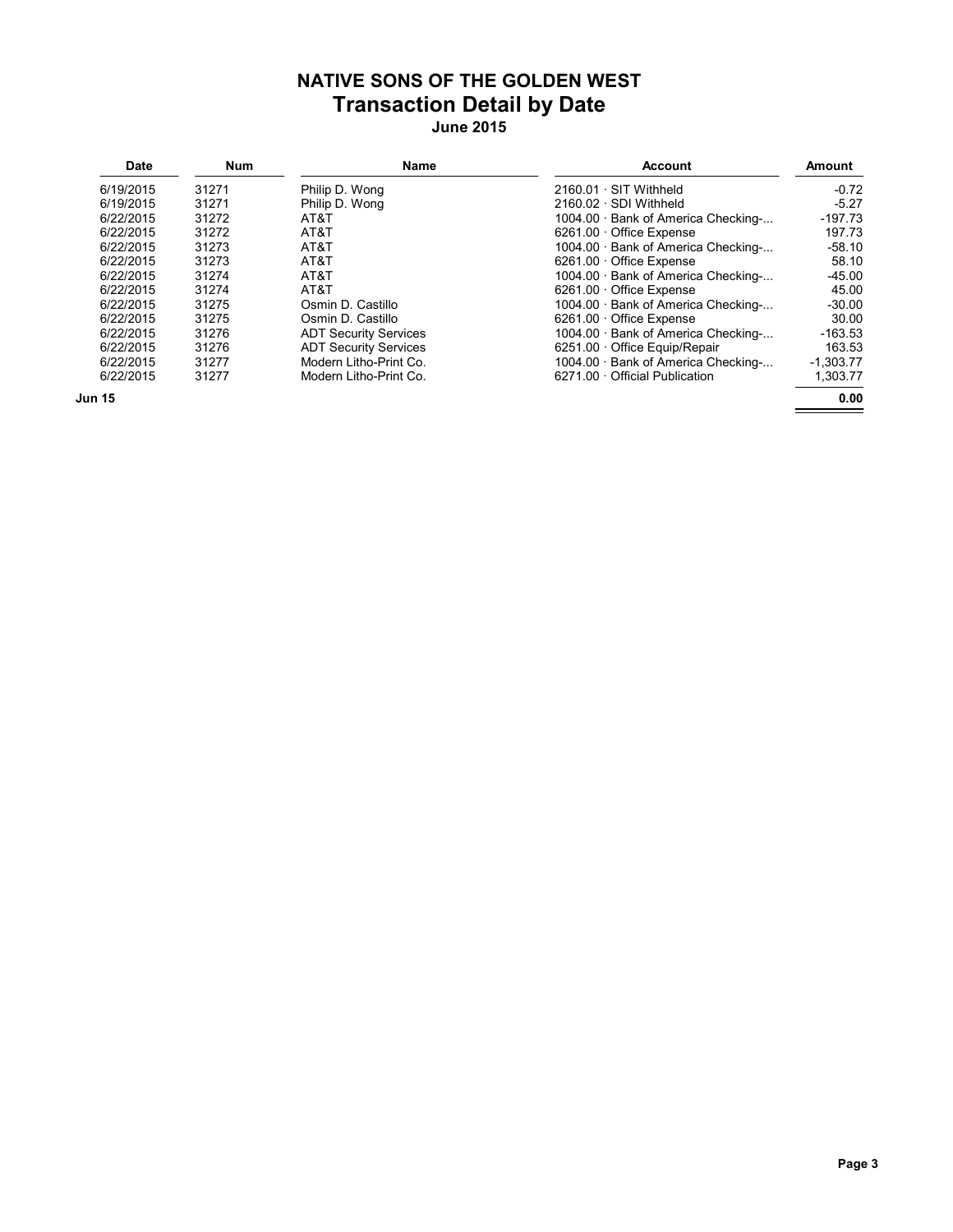# NATIVE SONS OF THE GOLDEN WEST
## Transaction Detail by Date
### June 2015

| Date | Num | Name | Account | Amount |
|---|---|---|---|---|
| 6/19/2015 | 31271 | Philip D. Wong | 2160.01 · SIT Withheld | -0.72 |
| 6/19/2015 | 31271 | Philip D. Wong | 2160.02 · SDI Withheld | -5.27 |
| 6/22/2015 | 31272 | AT&T | 1004.00 · Bank of America Checking-... | -197.73 |
| 6/22/2015 | 31272 | AT&T | 6261.00 · Office Expense | 197.73 |
| 6/22/2015 | 31273 | AT&T | 1004.00 · Bank of America Checking-... | -58.10 |
| 6/22/2015 | 31273 | AT&T | 6261.00 · Office Expense | 58.10 |
| 6/22/2015 | 31274 | AT&T | 1004.00 · Bank of America Checking-... | -45.00 |
| 6/22/2015 | 31274 | AT&T | 6261.00 · Office Expense | 45.00 |
| 6/22/2015 | 31275 | Osmin D. Castillo | 1004.00 · Bank of America Checking-... | -30.00 |
| 6/22/2015 | 31275 | Osmin D. Castillo | 6261.00 · Office Expense | 30.00 |
| 6/22/2015 | 31276 | ADT Security Services | 1004.00 · Bank of America Checking-... | -163.53 |
| 6/22/2015 | 31276 | ADT Security Services | 6251.00 · Office Equip/Repair | 163.53 |
| 6/22/2015 | 31277 | Modern Litho-Print Co. | 1004.00 · Bank of America Checking-... | -1,303.77 |
| 6/22/2015 | 31277 | Modern Litho-Print Co. | 6271.00 · Official Publication | 1,303.77 |
| **Jun 15** | | | | **0.00** |